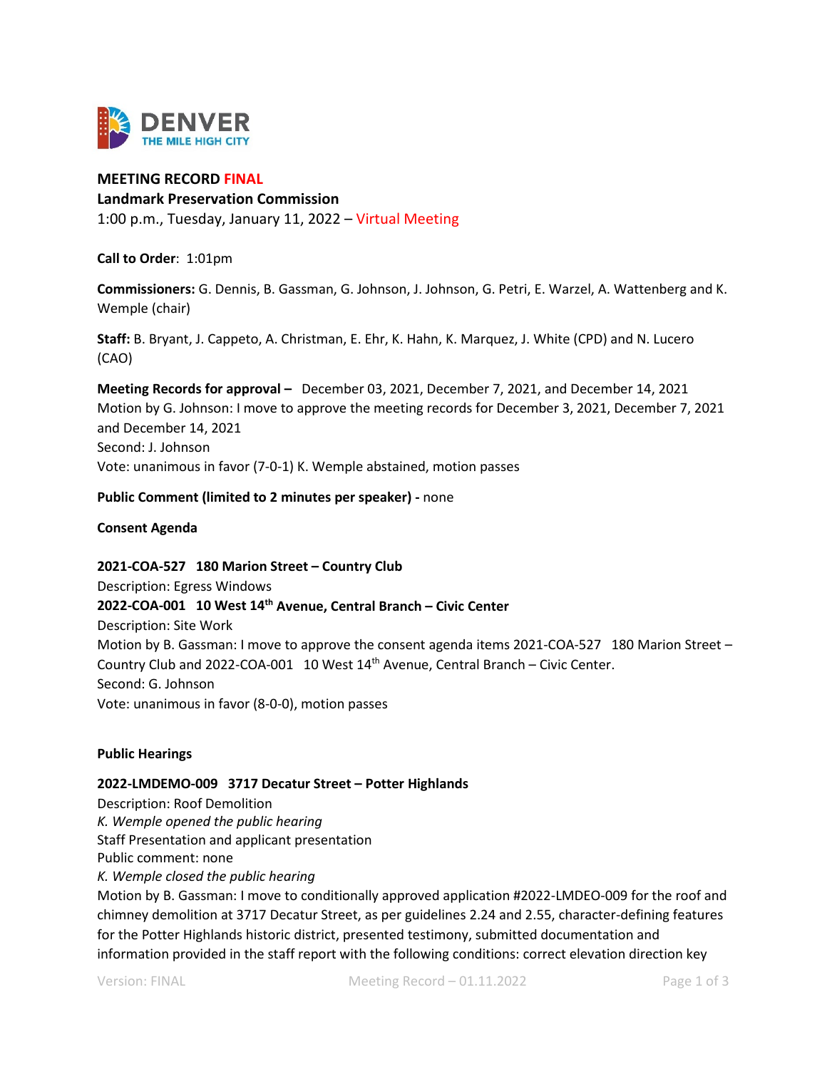DENVER
THE MILE HIGH CITY

**MEETING RECORD FINAL**
**Landmark Preservation Commission**
1:00 p.m., Tuesday, January 11, 2022 – Virtual Meeting

**Call to Order**: 1:01pm

**Commissioners:** G. Dennis, B. Gassman, G. Johnson, J. Johnson, G. Petri, E. Warzel, A. Wattenberg and K. Wemple (chair)

**Staff:** B. Bryant, J. Cappeto, A. Christman, E. Ehr, K. Hahn, K. Marquez, J. White (CPD) and N. Lucero (CAO)

**Meeting Records for approval –** December 03, 2021, December 7, 2021, and December 14, 2021
Motion by G. Johnson: I move to approve the meeting records for December 3, 2021, December 7, 2021 and December 14, 2021
Second: J. Johnson
Vote: unanimous in favor (7-0-1) K. Wemple abstained, motion passes

**Public Comment (limited to 2 minutes per speaker) -** none

**Consent Agenda**

**2021-COA-527 180 Marion Street – Country Club**
Description: Egress Windows
**2022-COA-001 10 West 14th Avenue, Central Branch – Civic Center**
Description: Site Work
Motion by B. Gassman: I move to approve the consent agenda items 2021-COA-527 180 Marion Street – Country Club and 2022-COA-001 10 West 14th Avenue, Central Branch – Civic Center.
Second: G. Johnson
Vote: unanimous in favor (8-0-0), motion passes

**Public Hearings**

**2022-LMDEMO-009 3717 Decatur Street – Potter Highlands**
Description: Roof Demolition
*K. Wemple opened the public hearing*
Staff Presentation and applicant presentation
Public comment: none
*K. Wemple closed the public hearing*
Motion by B. Gassman: I move to conditionally approved application #2022-LMDEO-009 for the roof and chimney demolition at 3717 Decatur Street, as per guidelines 2.24 and 2.55, character-defining features for the Potter Highlands historic district, presented testimony, submitted documentation and information provided in the staff report with the following conditions: correct elevation direction key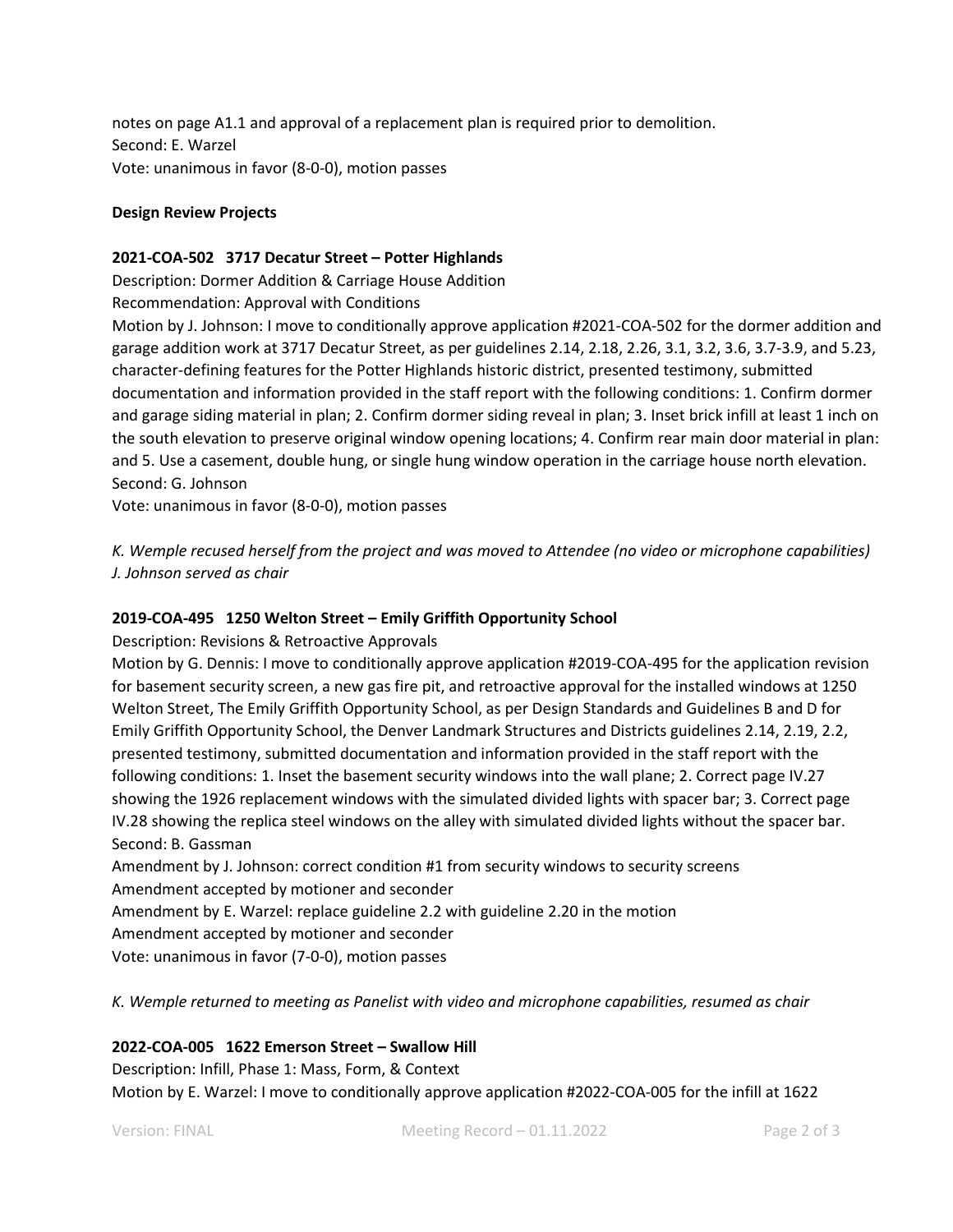notes on page A1.1 and approval of a replacement plan is required prior to demolition.
Second: E. Warzel
Vote: unanimous in favor (8-0-0), motion passes

**Design Review Projects**

**2021-COA-502 3717 Decatur Street – Potter Highlands**

Description: Dormer Addition & Carriage House Addition
Recommendation: Approval with Conditions
Motion by J. Johnson: I move to conditionally approve application #2021-COA-502 for the dormer addition and garage addition work at 3717 Decatur Street, as per guidelines 2.14, 2.18, 2.26, 3.1, 3.2, 3.6, 3.7-3.9, and 5.23, character-defining features for the Potter Highlands historic district, presented testimony, submitted documentation and information provided in the staff report with the following conditions: 1. Confirm dormer and garage siding material in plan; 2. Confirm dormer siding reveal in plan; 3. Inset brick infill at least 1 inch on the south elevation to preserve original window opening locations; 4. Confirm rear main door material in plan: and 5. Use a casement, double hung, or single hung window operation in the carriage house north elevation.
Second: G. Johnson
Vote: unanimous in favor (8-0-0), motion passes

*K. Wemple recused herself from the project and was moved to Attendee (no video or microphone capabilities)*
*J. Johnson served as chair*

**2019-COA-495 1250 Welton Street – Emily Griffith Opportunity School**

Description: Revisions & Retroactive Approvals
Motion by G. Dennis: I move to conditionally approve application #2019-COA-495 for the application revision for basement security screen, a new gas fire pit, and retroactive approval for the installed windows at 1250 Welton Street, The Emily Griffith Opportunity School, as per Design Standards and Guidelines B and D for Emily Griffith Opportunity School, the Denver Landmark Structures and Districts guidelines 2.14, 2.19, 2.2, presented testimony, submitted documentation and information provided in the staff report with the following conditions: 1. Inset the basement security windows into the wall plane; 2. Correct page IV.27 showing the 1926 replacement windows with the simulated divided lights with spacer bar; 3. Correct page IV.28 showing the replica steel windows on the alley with simulated divided lights without the spacer bar.
Second: B. Gassman
Amendment by J. Johnson: correct condition #1 from security windows to security screens
Amendment accepted by motioner and seconder
Amendment by E. Warzel: replace guideline 2.2 with guideline 2.20 in the motion
Amendment accepted by motioner and seconder
Vote: unanimous in favor (7-0-0), motion passes

*K. Wemple returned to meeting as Panelist with video and microphone capabilities, resumed as chair*

**2022-COA-005 1622 Emerson Street – Swallow Hill**

Description: Infill, Phase 1: Mass, Form, & Context
Motion by E. Warzel: I move to conditionally approve application #2022-COA-005 for the infill at 1622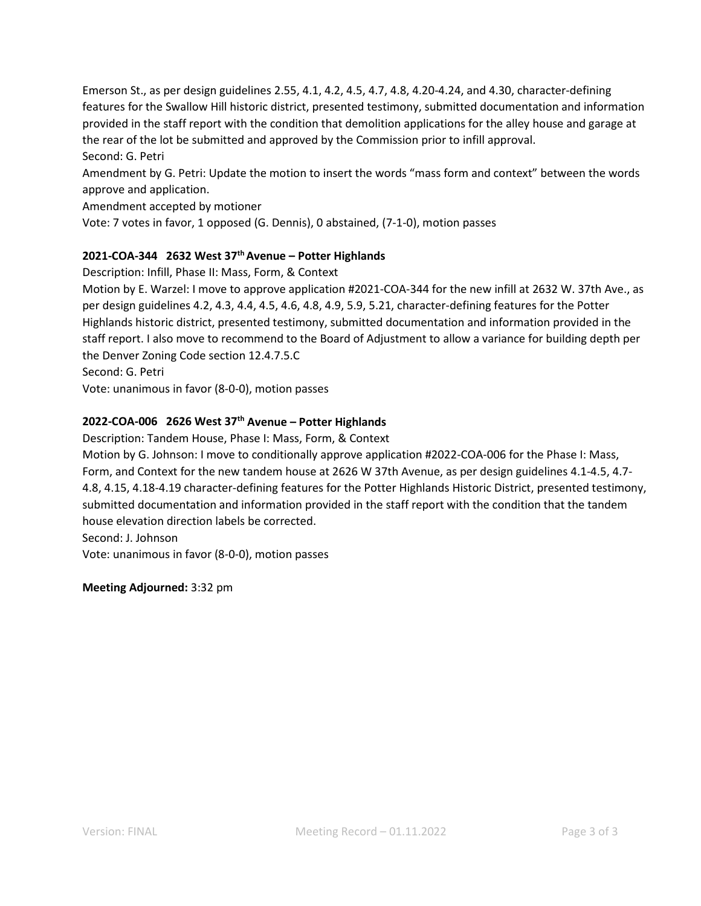Emerson St., as per design guidelines 2.55, 4.1, 4.2, 4.5, 4.7, 4.8, 4.20-4.24, and 4.30, character-defining features for the Swallow Hill historic district, presented testimony, submitted documentation and information provided in the staff report with the condition that demolition applications for the alley house and garage at the rear of the lot be submitted and approved by the Commission prior to infill approval.
Second: G. Petri
Amendment by G. Petri: Update the motion to insert the words "mass form and context" between the words approve and application.
Amendment accepted by motioner
Vote: 7 votes in favor, 1 opposed (G. Dennis), 0 abstained, (7-1-0), motion passes

**2021-COA-344 2632 West 37th Avenue – Potter Highlands**

Description: Infill, Phase II: Mass, Form, & Context
Motion by E. Warzel: I move to approve application #2021-COA-344 for the new infill at 2632 W. 37th Ave., as per design guidelines 4.2, 4.3, 4.4, 4.5, 4.6, 4.8, 4.9, 5.9, 5.21, character-defining features for the Potter Highlands historic district, presented testimony, submitted documentation and information provided in the staff report. I also move to recommend to the Board of Adjustment to allow a variance for building depth per the Denver Zoning Code section 12.4.7.5.C
Second: G. Petri
Vote: unanimous in favor (8-0-0), motion passes

**2022-COA-006 2626 West 37th Avenue – Potter Highlands**

Description: Tandem House, Phase I: Mass, Form, & Context
Motion by G. Johnson: I move to conditionally approve application #2022-COA-006 for the Phase I: Mass, Form, and Context for the new tandem house at 2626 W 37th Avenue, as per design guidelines 4.1-4.5, 4.7-4.8, 4.15, 4.18-4.19 character-defining features for the Potter Highlands Historic District, presented testimony, submitted documentation and information provided in the staff report with the condition that the tandem house elevation direction labels be corrected.
Second: J. Johnson
Vote: unanimous in favor (8-0-0), motion passes

**Meeting Adjourned:** 3:32 pm